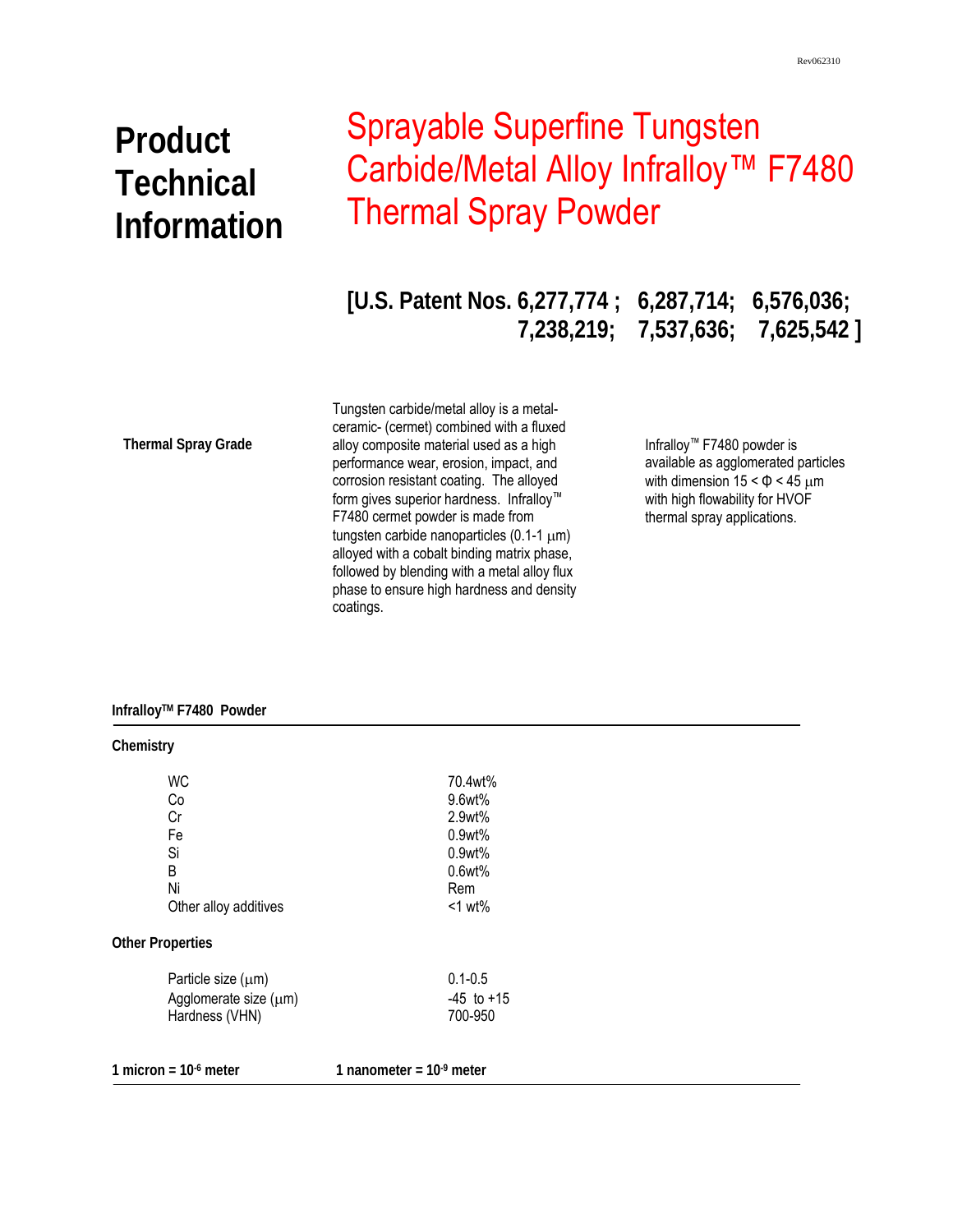Rev062310

# Product Technical Information

# Sprayable Superfine Tungsten Carbide/Metal Alloy Infralloy™ F7480 Thermal Spray Powder

## [U.S. Patent Nos. 6,277,774 ; 6,287,714; 6,576,036; 7,238,219; 7,537,636; 7,625,542 ]

**Thermal Spray Grade**

Tungsten carbide/metal alloy is a metal-ceramic- (cermet) combined with a fluxed alloy composite material used as a high performance wear, erosion, impact, and corrosion resistant coating. The alloyed form gives superior hardness. Infralloy™ F7480 cermet powder is made from tungsten carbide nanoparticles (0.1-1 μm) alloyed with a cobalt binding matrix phase, followed by blending with a metal alloy flux phase to ensure high hardness and density coatings.

Infralloy™ F7480 powder is available as agglomerated particles with dimension 15 < Φ < 45 μm with high flowability for HVOF thermal spray applications.

**Infralloy™ F7480 Powder**

**Chemistry**

| | |
|---|---|
| WC | 70.4wt% |
| Co | 9.6wt% |
| Cr | 2.9wt% |
| Fe | 0.9wt% |
| Si | 0.9wt% |
| B | 0.6wt% |
| Ni | Rem |
| Other alloy additives | <1 wt% |

**Other Properties**

| | |
|---|---|
| Particle size (μm) | 0.1-0.5 |
| Agglomerate size (μm) | -45 to +15 |
| Hardness (VHN) | 700-950 |

**1 micron = $10^{-6}$ meter** **1 nanometer = $10^{-9}$ meter**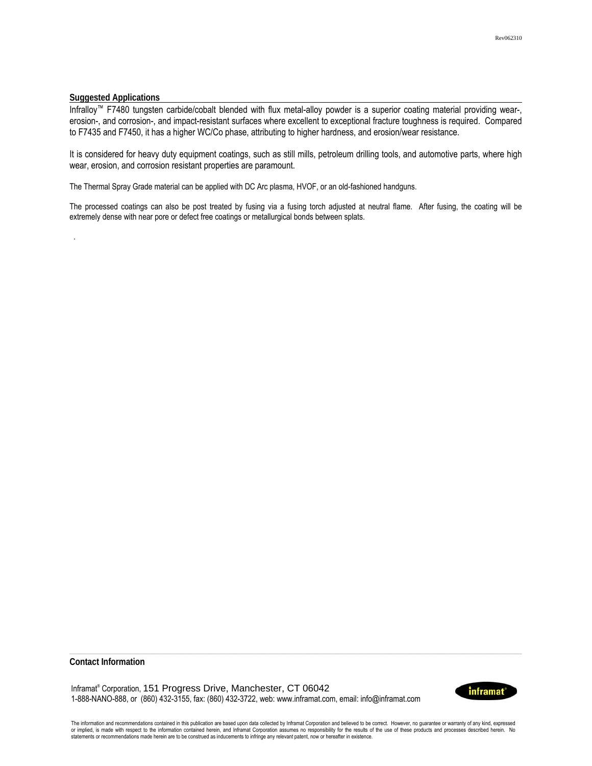## Suggested Applications

Infralloy™ F7480 tungsten carbide/cobalt blended with flux metal-alloy powder is a superior coating material providing wear-, erosion-, and corrosion-, and impact-resistant surfaces where excellent to exceptional fracture toughness is required. Compared to F7435 and F7450, it has a higher WC/Co phase, attributing to higher hardness, and erosion/wear resistance.

It is considered for heavy duty equipment coatings, such as still mills, petroleum drilling tools, and automotive parts, where high wear, erosion, and corrosion resistant properties are paramount.

The Thermal Spray Grade material can be applied with DC Arc plasma, HVOF, or an old-fashioned handguns.

The processed coatings can also be post treated by fusing via a fusing torch adjusted at neutral flame. After fusing, the coating will be extremely dense with near pore or defect free coatings or metallurgical bonds between splats.

.

## Contact Information

Inframat® Corporation, 151 Progress Drive, Manchester, CT 06042
1-888-NANO-888, or (860) 432-3155, fax: (860) 432-3722, web: www.inframat.com, email: info@inframat.com

The information and recommendations contained in this publication are based upon data collected by Inframat Corporation and believed to be correct. However, no guarantee or warranty of any kind, expressed or implied, is made with respect to the information contained herein, and Inframat Corporation assumes no responsibility for the results of the use of these products and processes described herein. No statements or recommendations made herein are to be construed as inducements to infringe any relevant patent, now or hereafter in existence.